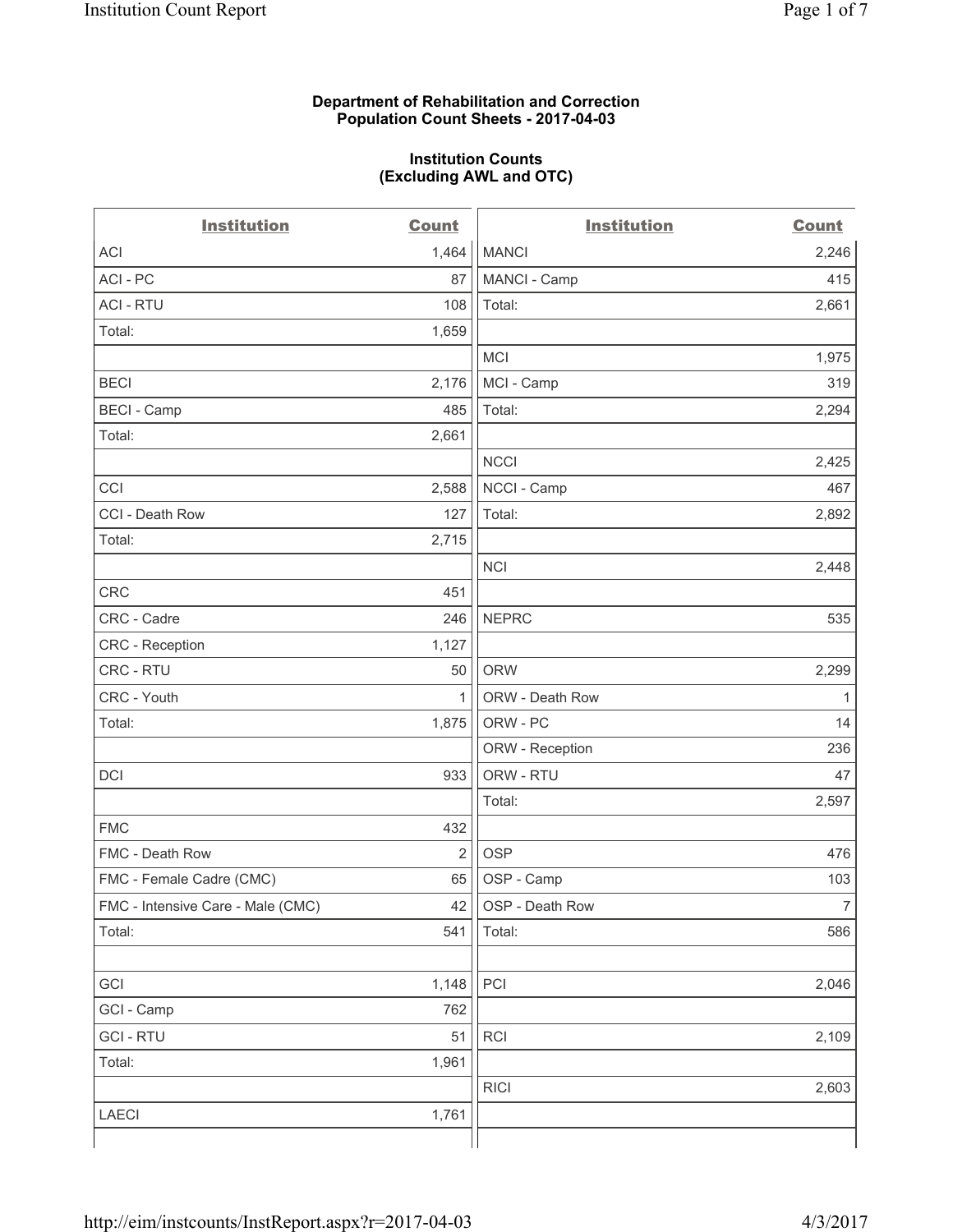**Department of Rehabilitation and Correction**
**Population Count Sheets - 2017-04-03**

**Institution Counts**
**(Excluding AWL and OTC)**

| Institution | Count | Institution | Count |
|---|---|---|---|
| ACI | 1,464 | MANCI | 2,246 |
| ACI - PC | 87 | MANCI - Camp | 415 |
| ACI - RTU | 108 | Total: | 2,661 |
| Total: | 1,659 | | |
| | | MCI | 1,975 |
| BECI | 2,176 | MCI - Camp | 319 |
| BECI - Camp | 485 | Total: | 2,294 |
| Total: | 2,661 | | |
| | | NCCI | 2,425 |
| CCI | 2,588 | NCCI - Camp | 467 |
| CCI - Death Row | 127 | Total: | 2,892 |
| Total: | 2,715 | | |
| | | NCI | 2,448 |
| CRC | 451 | | |
| CRC - Cadre | 246 | NEPRC | 535 |
| CRC - Reception | 1,127 | | |
| CRC - RTU | 50 | ORW | 2,299 |
| CRC - Youth | 1 | ORW - Death Row | 1 |
| Total: | 1,875 | ORW - PC | 14 |
| | | ORW - Reception | 236 |
| DCI | 933 | ORW - RTU | 47 |
| | | Total: | 2,597 |
| FMC | 432 | | |
| FMC - Death Row | 2 | OSP | 476 |
| FMC - Female Cadre (CMC) | 65 | OSP - Camp | 103 |
| FMC - Intensive Care - Male (CMC) | 42 | OSP - Death Row | 7 |
| Total: | 541 | Total: | 586 |
| | | | |
| GCI | 1,148 | PCI | 2,046 |
| GCI - Camp | 762 | | |
| GCI - RTU | 51 | RCI | 2,109 |
| Total: | 1,961 | | |
| | | RICI | 2,603 |
| LAECI | 1,761 | | |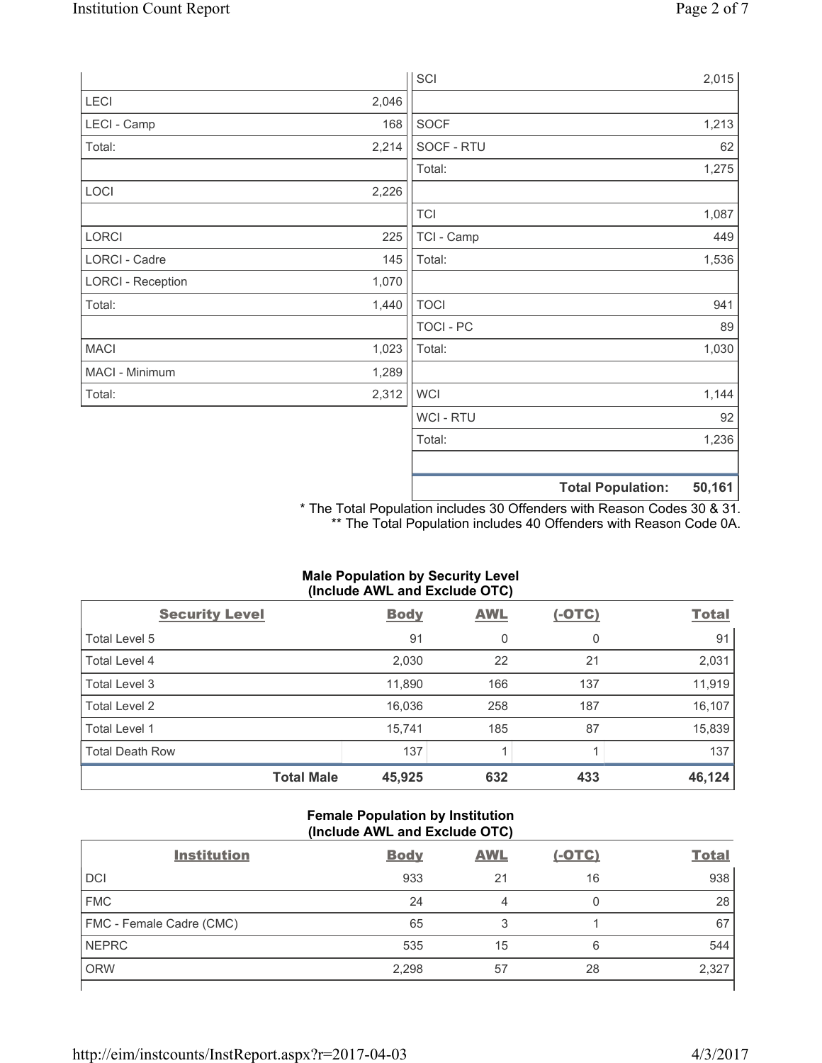| | |
|---|---|
| LECI | 2,046 |
| LECI - Camp | 168 |
| Total: | 2,214 |
| | |
| LOCI | 2,226 |
| | |
| LORCI | 225 |
| LORCI - Cadre | 145 |
| LORCI - Reception | 1,070 |
| Total: | 1,440 |
| | |
| MACI | 1,023 |
| MACI - Minimum | 1,289 |
| Total: | 2,312 |

| | |
|---|---|
| SCI | 2,015 |
| | |
| SOCF | 1,213 |
| SOCF - RTU | 62 |
| Total: | 1,275 |
| | |
| TCI | 1,087 |
| TCI - Camp | 449 |
| Total: | 1,536 |
| | |
| TOCI | 941 |
| TOCI - PC | 89 |
| Total: | 1,030 |
| | |
| WCI | 1,144 |
| WCI - RTU | 92 |
| Total: | 1,236 |
| | |
| **Total Population:** | **50,161** |

\* The Total Population includes 30 Offenders with Reason Codes 30 & 31.
\*\* The Total Population includes 40 Offenders with Reason Code 0A.

**Male Population by Security Level (Include AWL and Exclude OTC)**

| Security Level | Body | AWL | (-OTC) | Total |
|---|---|---|---|---|
| Total Level 5 | 91 | 0 | 0 | 91 |
| Total Level 4 | 2,030 | 22 | 21 | 2,031 |
| Total Level 3 | 11,890 | 166 | 137 | 11,919 |
| Total Level 2 | 16,036 | 258 | 187 | 16,107 |
| Total Level 1 | 15,741 | 185 | 87 | 15,839 |
| Total Death Row | 137 | 1 | 1 | 137 |
| **Total Male** | **45,925** | **632** | **433** | **46,124** |

**Female Population by Institution (Include AWL and Exclude OTC)**

| Institution | Body | AWL | (-OTC) | Total |
|---|---|---|---|---|
| DCI | 933 | 21 | 16 | 938 |
| FMC | 24 | 4 | 0 | 28 |
| FMC - Female Cadre (CMC) | 65 | 3 | 1 | 67 |
| NEPRC | 535 | 15 | 6 | 544 |
| ORW | 2,298 | 57 | 28 | 2,327 |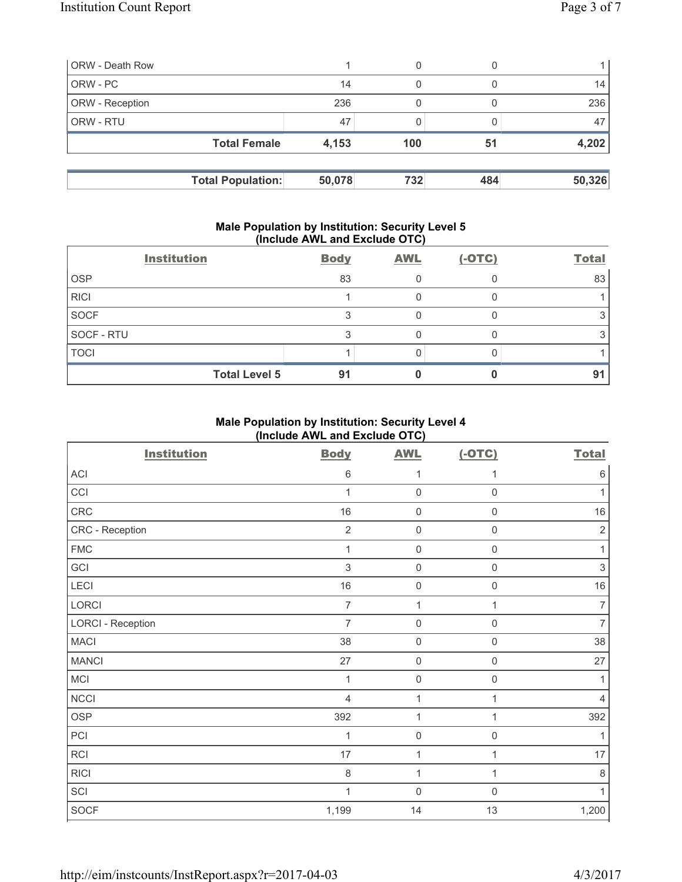| | | | | |
|---|---|---|---|---|
| ORW - Death Row | 1 | 0 | 0 | 1 |
| ORW - PC | 14 | 0 | 0 | 14 |
| ORW - Reception | 236 | 0 | 0 | 236 |
| ORW - RTU | 47 | 0 | 0 | 47 |
| **Total Female** | **4,153** | **100** | **51** | **4,202** |

| | | | | |
|---|---|---|---|---|
| **Total Population:** | **50,078** | **732** | **484** | **50,326** |

## Male Population by Institution: Security Level 5 (Include AWL and Exclude OTC)

| Institution | Body | AWL | (-OTC) | Total |
|---|---|---|---|---|
| OSP | 83 | 0 | 0 | 83 |
| RICI | 1 | 0 | 0 | 1 |
| SOCF | 3 | 0 | 0 | 3 |
| SOCF - RTU | 3 | 0 | 0 | 3 |
| TOCI | 1 | 0 | 0 | 1 |
| **Total Level 5** | **91** | **0** | **0** | **91** |

## Male Population by Institution: Security Level 4 (Include AWL and Exclude OTC)

| Institution | Body | AWL | (-OTC) | Total |
|---|---|---|---|---|
| ACI | 6 | 1 | 1 | 6 |
| CCI | 1 | 0 | 0 | 1 |
| CRC | 16 | 0 | 0 | 16 |
| CRC - Reception | 2 | 0 | 0 | 2 |
| FMC | 1 | 0 | 0 | 1 |
| GCI | 3 | 0 | 0 | 3 |
| LECI | 16 | 0 | 0 | 16 |
| LORCI | 7 | 1 | 1 | 7 |
| LORCI - Reception | 7 | 0 | 0 | 7 |
| MACI | 38 | 0 | 0 | 38 |
| MANCI | 27 | 0 | 0 | 27 |
| MCI | 1 | 0 | 0 | 1 |
| NCCI | 4 | 1 | 1 | 4 |
| OSP | 392 | 1 | 1 | 392 |
| PCI | 1 | 0 | 0 | 1 |
| RCI | 17 | 1 | 1 | 17 |
| RICI | 8 | 1 | 1 | 8 |
| SCI | 1 | 0 | 0 | 1 |
| SOCF | 1,199 | 14 | 13 | 1,200 |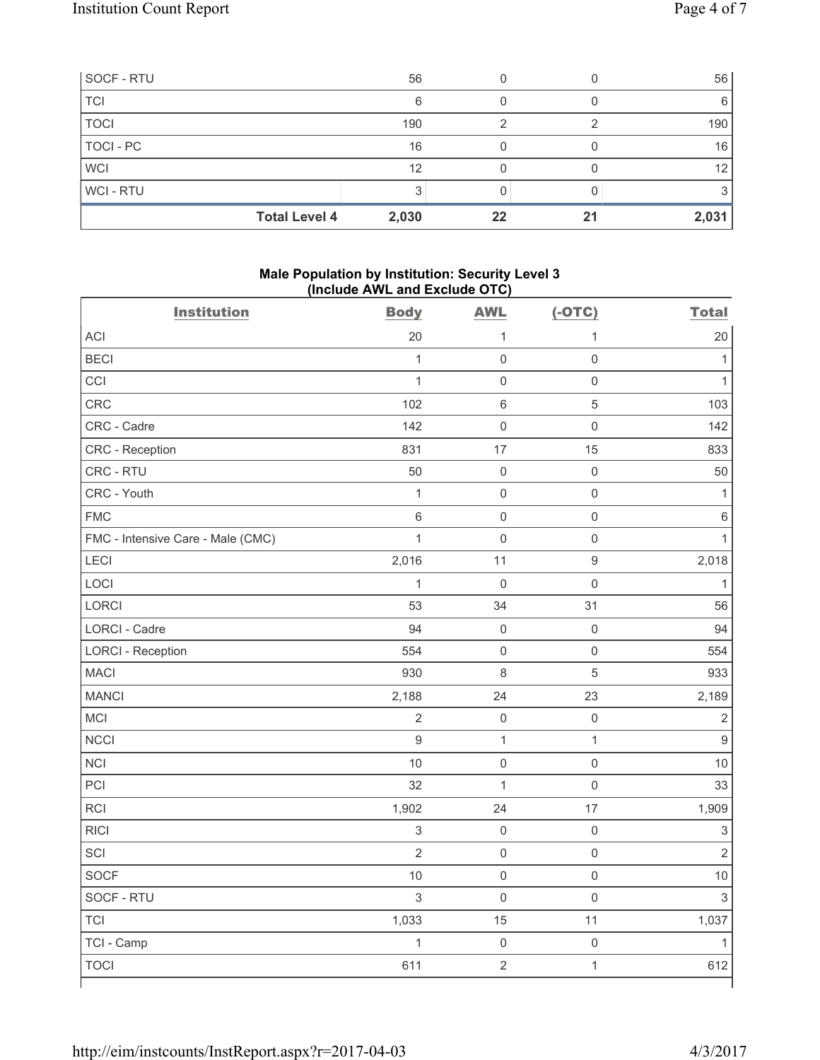| | Body | AWL | (-OTC) | Total |
|---|---|---|---|---|
| SOCF - RTU | 56 | 0 | 0 | 56 |
| TCI | 6 | 0 | 0 | 6 |
| TOCI | 190 | 2 | 2 | 190 |
| TOCI - PC | 16 | 0 | 0 | 16 |
| WCI | 12 | 0 | 0 | 12 |
| WCI - RTU | 3 | 0 | 0 | 3 |
| **Total Level 4** | **2,030** | **22** | **21** | **2,031** |

**Male Population by Institution: Security Level 3 (Include AWL and Exclude OTC)**

| Institution | Body | AWL | (-OTC) | Total |
|---|---|---|---|---|
| ACI | 20 | 1 | 1 | 20 |
| BECI | 1 | 0 | 0 | 1 |
| CCI | 1 | 0 | 0 | 1 |
| CRC | 102 | 6 | 5 | 103 |
| CRC - Cadre | 142 | 0 | 0 | 142 |
| CRC - Reception | 831 | 17 | 15 | 833 |
| CRC - RTU | 50 | 0 | 0 | 50 |
| CRC - Youth | 1 | 0 | 0 | 1 |
| FMC | 6 | 0 | 0 | 6 |
| FMC - Intensive Care - Male (CMC) | 1 | 0 | 0 | 1 |
| LECI | 2,016 | 11 | 9 | 2,018 |
| LOCI | 1 | 0 | 0 | 1 |
| LORCI | 53 | 34 | 31 | 56 |
| LORCI - Cadre | 94 | 0 | 0 | 94 |
| LORCI - Reception | 554 | 0 | 0 | 554 |
| MACI | 930 | 8 | 5 | 933 |
| MANCI | 2,188 | 24 | 23 | 2,189 |
| MCI | 2 | 0 | 0 | 2 |
| NCCI | 9 | 1 | 1 | 9 |
| NCI | 10 | 0 | 0 | 10 |
| PCI | 32 | 1 | 0 | 33 |
| RCI | 1,902 | 24 | 17 | 1,909 |
| RICI | 3 | 0 | 0 | 3 |
| SCI | 2 | 0 | 0 | 2 |
| SOCF | 10 | 0 | 0 | 10 |
| SOCF - RTU | 3 | 0 | 0 | 3 |
| TCI | 1,033 | 15 | 11 | 1,037 |
| TCI - Camp | 1 | 0 | 0 | 1 |
| TOCI | 611 | 2 | 1 | 612 |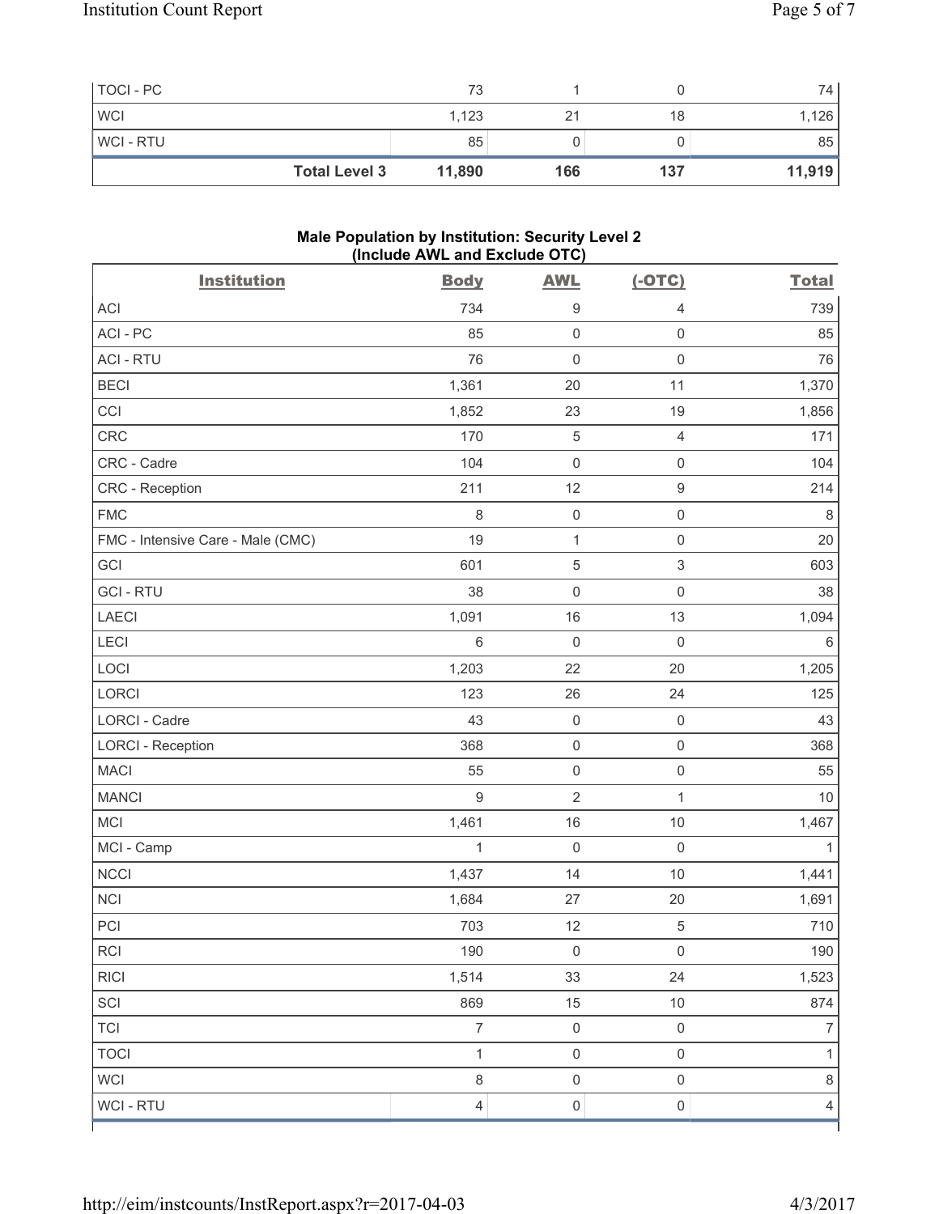| TOCI - PC | | 73 | 1 | 0 | 74 |
|---|---|---|---|---|---|
| WCI | | 1,123 | 21 | 18 | 1,126 |
| WCI - RTU | | 85 | 0 | 0 | 85 |
| | **Total Level 3** | **11,890** | **166** | **137** | **11,919** |

### Male Population by Institution: Security Level 2 (Include AWL and Exclude OTC)

| Institution | Body | AWL | (-OTC) | Total |
|---|---|---|---|---|
| ACI | 734 | 9 | 4 | 739 |
| ACI - PC | 85 | 0 | 0 | 85 |
| ACI - RTU | 76 | 0 | 0 | 76 |
| BECI | 1,361 | 20 | 11 | 1,370 |
| CCI | 1,852 | 23 | 19 | 1,856 |
| CRC | 170 | 5 | 4 | 171 |
| CRC - Cadre | 104 | 0 | 0 | 104 |
| CRC - Reception | 211 | 12 | 9 | 214 |
| FMC | 8 | 0 | 0 | 8 |
| FMC - Intensive Care - Male (CMC) | 19 | 1 | 0 | 20 |
| GCI | 601 | 5 | 3 | 603 |
| GCI - RTU | 38 | 0 | 0 | 38 |
| LAECI | 1,091 | 16 | 13 | 1,094 |
| LECI | 6 | 0 | 0 | 6 |
| LOCI | 1,203 | 22 | 20 | 1,205 |
| LORCI | 123 | 26 | 24 | 125 |
| LORCI - Cadre | 43 | 0 | 0 | 43 |
| LORCI - Reception | 368 | 0 | 0 | 368 |
| MACI | 55 | 0 | 0 | 55 |
| MANCI | 9 | 2 | 1 | 10 |
| MCI | 1,461 | 16 | 10 | 1,467 |
| MCI - Camp | 1 | 0 | 0 | 1 |
| NCCI | 1,437 | 14 | 10 | 1,441 |
| NCI | 1,684 | 27 | 20 | 1,691 |
| PCI | 703 | 12 | 5 | 710 |
| RCI | 190 | 0 | 0 | 190 |
| RICI | 1,514 | 33 | 24 | 1,523 |
| SCI | 869 | 15 | 10 | 874 |
| TCI | 7 | 0 | 0 | 7 |
| TOCI | 1 | 0 | 0 | 1 |
| WCI | 8 | 0 | 0 | 8 |
| WCI - RTU | 4 | 0 | 0 | 4 |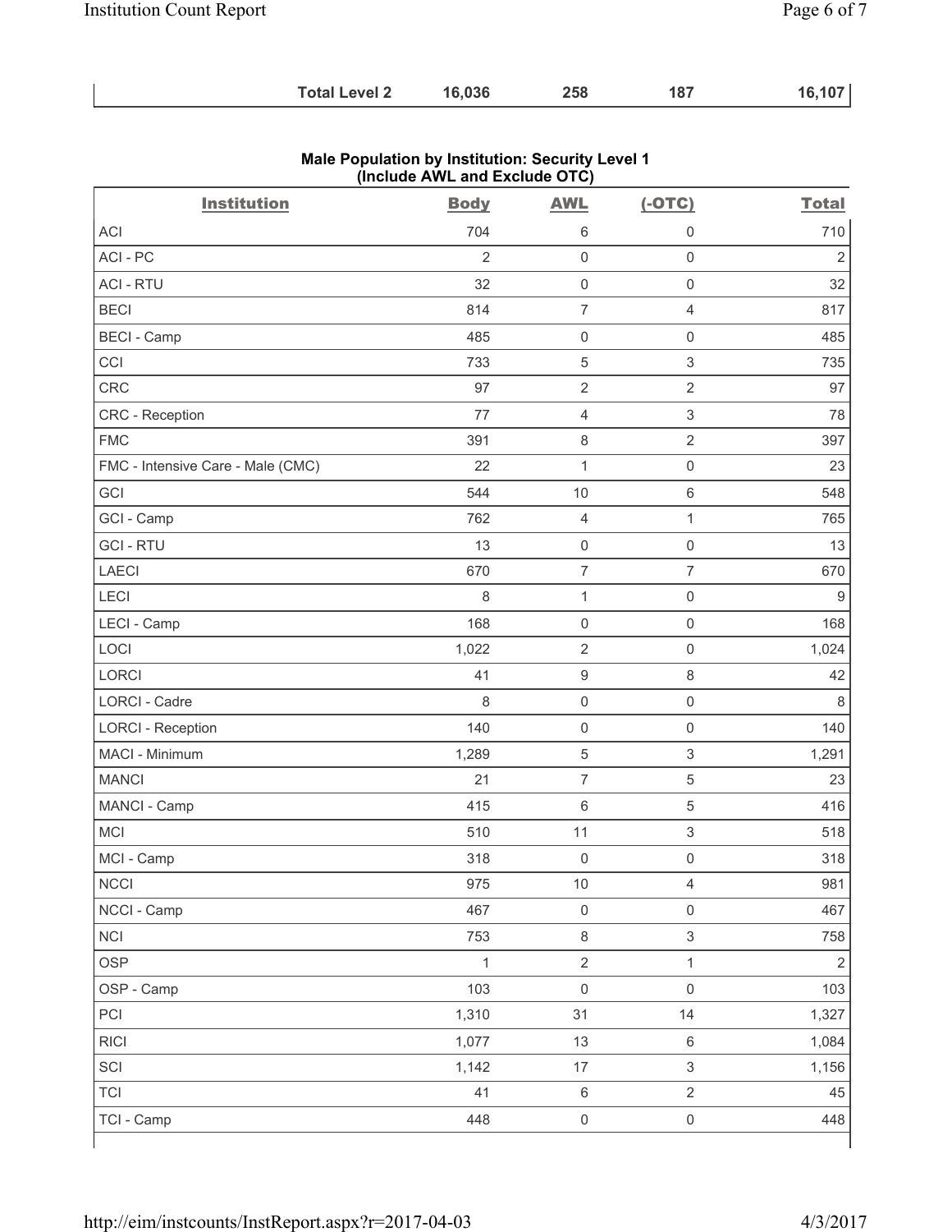| | Total Level 2 | 16,036 | 258 | 187 | 16,107 |
|---|---|---|---|---|---|

**Male Population by Institution: Security Level 1 (Include AWL and Exclude OTC)**

| Institution | Body | AWL | (-OTC) | Total |
|---|---|---|---|---|
| ACI | 704 | 6 | 0 | 710 |
| ACI - PC | 2 | 0 | 0 | 2 |
| ACI - RTU | 32 | 0 | 0 | 32 |
| BECI | 814 | 7 | 4 | 817 |
| BECI - Camp | 485 | 0 | 0 | 485 |
| CCI | 733 | 5 | 3 | 735 |
| CRC | 97 | 2 | 2 | 97 |
| CRC - Reception | 77 | 4 | 3 | 78 |
| FMC | 391 | 8 | 2 | 397 |
| FMC - Intensive Care - Male (CMC) | 22 | 1 | 0 | 23 |
| GCI | 544 | 10 | 6 | 548 |
| GCI - Camp | 762 | 4 | 1 | 765 |
| GCI - RTU | 13 | 0 | 0 | 13 |
| LAECI | 670 | 7 | 7 | 670 |
| LECI | 8 | 1 | 0 | 9 |
| LECI - Camp | 168 | 0 | 0 | 168 |
| LOCI | 1,022 | 2 | 0 | 1,024 |
| LORCI | 41 | 9 | 8 | 42 |
| LORCI - Cadre | 8 | 0 | 0 | 8 |
| LORCI - Reception | 140 | 0 | 0 | 140 |
| MACI - Minimum | 1,289 | 5 | 3 | 1,291 |
| MANCI | 21 | 7 | 5 | 23 |
| MANCI - Camp | 415 | 6 | 5 | 416 |
| MCI | 510 | 11 | 3 | 518 |
| MCI - Camp | 318 | 0 | 0 | 318 |
| NCCI | 975 | 10 | 4 | 981 |
| NCCI - Camp | 467 | 0 | 0 | 467 |
| NCI | 753 | 8 | 3 | 758 |
| OSP | 1 | 2 | 1 | 2 |
| OSP - Camp | 103 | 0 | 0 | 103 |
| PCI | 1,310 | 31 | 14 | 1,327 |
| RICI | 1,077 | 13 | 6 | 1,084 |
| SCI | 1,142 | 17 | 3 | 1,156 |
| TCI | 41 | 6 | 2 | 45 |
| TCI - Camp | 448 | 0 | 0 | 448 |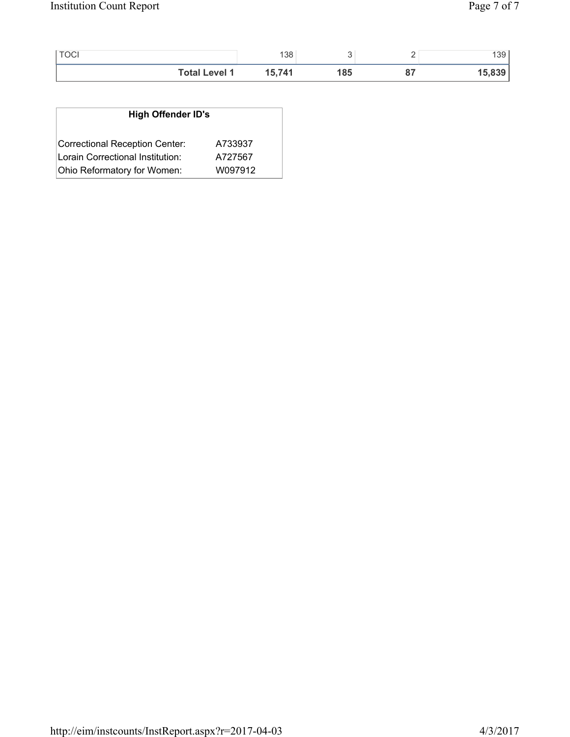| | | | | |
|---|---|---|---|---|
| TOCI | 138 | 3 | 2 | 139 |
| **Total Level 1** | **15,741** | **185** | **87** | **15,839** |

| **High Offender ID's** | |
|---|---|
| Correctional Reception Center: | A733937 |
| Lorain Correctional Institution: | A727567 |
| Ohio Reformatory for Women: | W097912 |